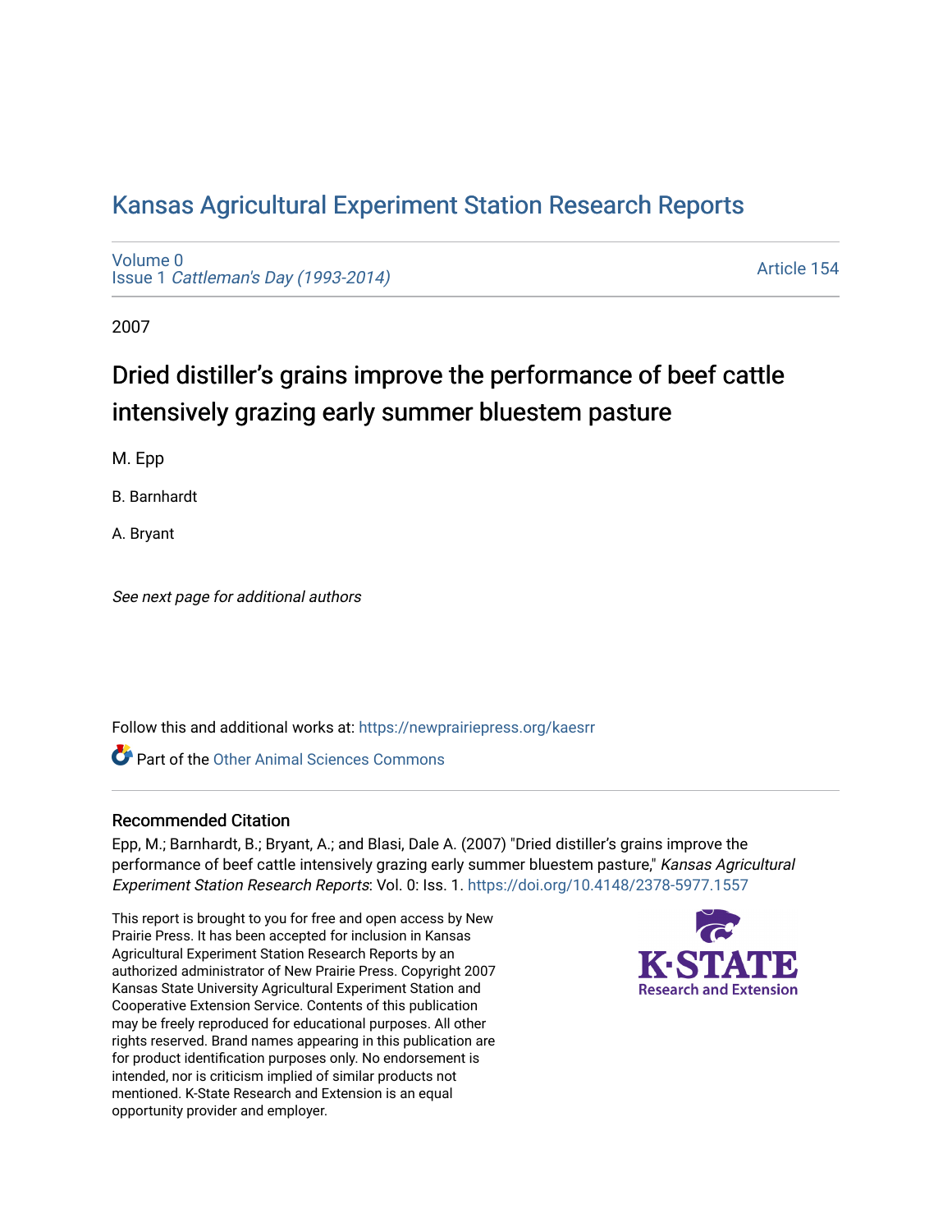# Kansas Agricultural Experiment Station Research Reports

Volume 0
Issue 1 *Cattleman's Day (1993-2014)*

Article 154

2007

## Dried distiller's grains improve the performance of beef cattle intensively grazing early summer bluestem pasture

M. Epp

B. Barnhardt

A. Bryant

*See next page for additional authors*

Follow this and additional works at: https://newprairiepress.org/kaesrr

Part of the Other Animal Sciences Commons

### Recommended Citation

Epp, M.; Barnhardt, B.; Bryant, A.; and Blasi, Dale A. (2007) "Dried distiller's grains improve the performance of beef cattle intensively grazing early summer bluestem pasture," *Kansas Agricultural Experiment Station Research Reports*: Vol. 0: Iss. 1. https://doi.org/10.4148/2378-5977.1557

This report is brought to you for free and open access by New Prairie Press. It has been accepted for inclusion in Kansas Agricultural Experiment Station Research Reports by an authorized administrator of New Prairie Press. Copyright 2007 Kansas State University Agricultural Experiment Station and Cooperative Extension Service. Contents of this publication may be freely reproduced for educational purposes. All other rights reserved. Brand names appearing in this publication are for product identification purposes only. No endorsement is intended, nor is criticism implied of similar products not mentioned. K-State Research and Extension is an equal opportunity provider and employer.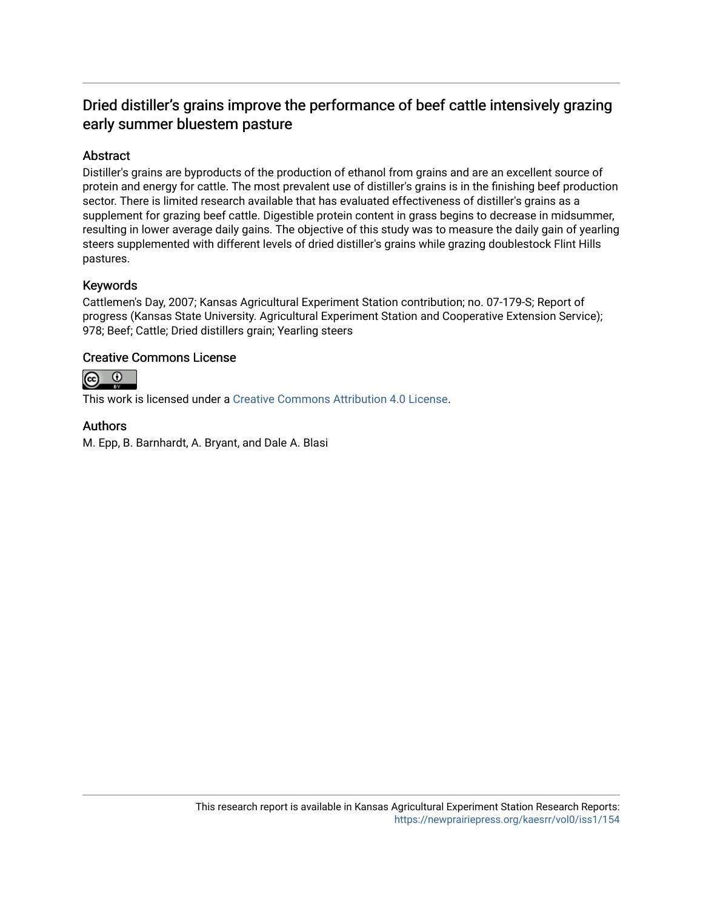# Dried distiller's grains improve the performance of beef cattle intensively grazing early summer bluestem pasture

## Abstract

Distiller's grains are byproducts of the production of ethanol from grains and are an excellent source of protein and energy for cattle. The most prevalent use of distiller's grains is in the finishing beef production sector. There is limited research available that has evaluated effectiveness of distiller's grains as a supplement for grazing beef cattle. Digestible protein content in grass begins to decrease in midsummer, resulting in lower average daily gains. The objective of this study was to measure the daily gain of yearling steers supplemented with different levels of dried distiller's grains while grazing doublestock Flint Hills pastures.

## Keywords

Cattlemen's Day, 2007; Kansas Agricultural Experiment Station contribution; no. 07-179-S; Report of progress (Kansas State University. Agricultural Experiment Station and Cooperative Extension Service); 978; Beef; Cattle; Dried distillers grain; Yearling steers

## Creative Commons License

This work is licensed under a Creative Commons Attribution 4.0 License.

## Authors

M. Epp, B. Barnhardt, A. Bryant, and Dale A. Blasi

This research report is available in Kansas Agricultural Experiment Station Research Reports: https://newprairiepress.org/kaesrr/vol0/iss1/154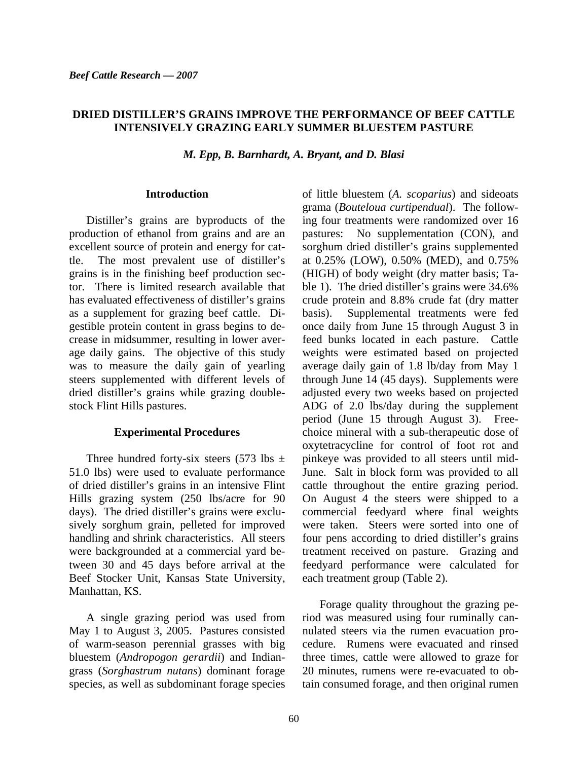## DRIED DISTILLER'S GRAINS IMPROVE THE PERFORMANCE OF BEEF CATTLE INTENSIVELY GRAZING EARLY SUMMER BLUESTEM PASTURE

*M. Epp, B. Barnhardt, A. Bryant, and D. Blasi*

### Introduction

Distiller's grains are byproducts of the production of ethanol from grains and are an excellent source of protein and energy for cattle. The most prevalent use of distiller's grains is in the finishing beef production sector. There is limited research available that has evaluated effectiveness of distiller's grains as a supplement for grazing beef cattle. Digestible protein content in grass begins to decrease in midsummer, resulting in lower average daily gains. The objective of this study was to measure the daily gain of yearling steers supplemented with different levels of dried distiller's grains while grazing double-stock Flint Hills pastures.

### Experimental Procedures

Three hundred forty-six steers (573 lbs ± 51.0 lbs) were used to evaluate performance of dried distiller's grains in an intensive Flint Hills grazing system (250 lbs/acre for 90 days). The dried distiller's grains were exclusively sorghum grain, pelleted for improved handling and shrink characteristics. All steers were backgrounded at a commercial yard between 30 and 45 days before arrival at the Beef Stocker Unit, Kansas State University, Manhattan, KS.

A single grazing period was used from May 1 to August 3, 2005. Pastures consisted of warm-season perennial grasses with big bluestem (*Andropogon gerardii*) and Indiangrass (*Sorghastrum nutans*) dominant forage species, as well as subdominant forage species of little bluestem (*A. scoparius*) and sideoats grama (*Bouteloua curtipendual*). The following four treatments were randomized over 16 pastures: No supplementation (CON), and sorghum dried distiller's grains supplemented at 0.25% (LOW), 0.50% (MED), and 0.75% (HIGH) of body weight (dry matter basis; Table 1). The dried distiller's grains were 34.6% crude protein and 8.8% crude fat (dry matter basis). Supplemental treatments were fed once daily from June 15 through August 3 in feed bunks located in each pasture. Cattle weights were estimated based on projected average daily gain of 1.8 lb/day from May 1 through June 14 (45 days). Supplements were adjusted every two weeks based on projected ADG of 2.0 lbs/day during the supplement period (June 15 through August 3). Free-choice mineral with a sub-therapeutic dose of oxytetracycline for control of foot rot and pinkeye was provided to all steers until mid-June. Salt in block form was provided to all cattle throughout the entire grazing period. On August 4 the steers were shipped to a commercial feedyard where final weights were taken. Steers were sorted into one of four pens according to dried distiller's grains treatment received on pasture. Grazing and feedyard performance were calculated for each treatment group (Table 2).

Forage quality throughout the grazing period was measured using four ruminally cannulated steers via the rumen evacuation procedure. Rumens were evacuated and rinsed three times, cattle were allowed to graze for 20 minutes, rumens were re-evacuated to obtain consumed forage, and then original rumen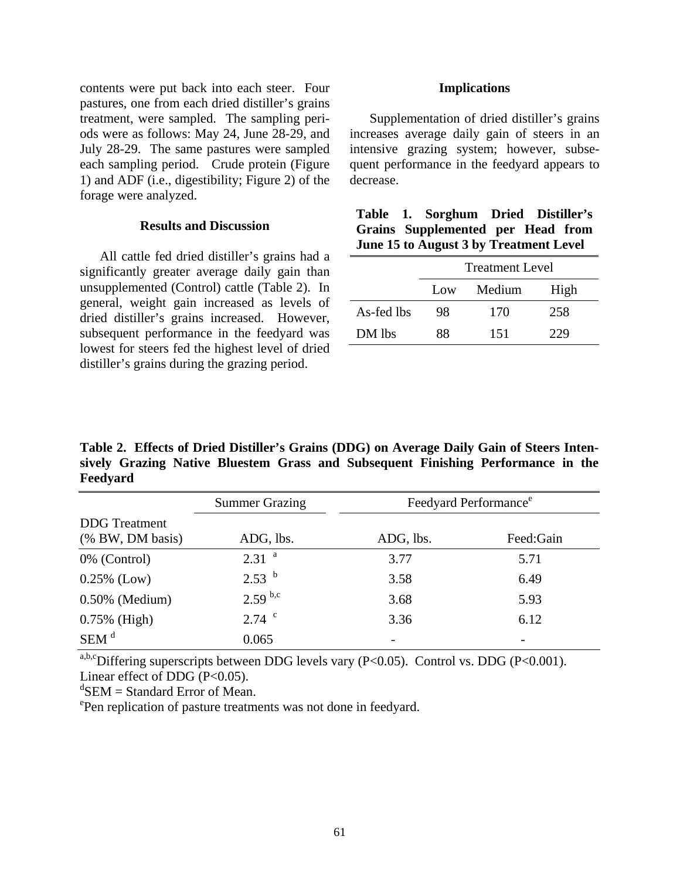contents were put back into each steer. Four pastures, one from each dried distiller's grains treatment, were sampled. The sampling periods were as follows: May 24, June 28-29, and July 28-29. The same pastures were sampled each sampling period. Crude protein (Figure 1) and ADF (i.e., digestibility; Figure 2) of the forage were analyzed.

## Results and Discussion

All cattle fed dried distiller's grains had a significantly greater average daily gain than unsupplemented (Control) cattle (Table 2). In general, weight gain increased as levels of dried distiller's grains increased. However, subsequent performance in the feedyard was lowest for steers fed the highest level of dried distiller's grains during the grazing period.

## Implications

Supplementation of dried distiller's grains increases average daily gain of steers in an intensive grazing system; however, subsequent performance in the feedyard appears to decrease.

**Table 1. Sorghum Dried Distiller's Grains Supplemented per Head from June 15 to August 3 by Treatment Level**

| | Treatment Level | | |
|---|---|---|---|
| | Low | Medium | High |
| As-fed lbs | 98 | 170 | 258 |
| DM lbs | 88 | 151 | 229 |

**Table 2. Effects of Dried Distiller's Grains (DDG) on Average Daily Gain of Steers Intensively Grazing Native Bluestem Grass and Subsequent Finishing Performance in the Feedyard**

| | Summer Grazing | Feedyard Performance[e] | |
|---|---|---|---|
| DDG Treatment (% BW, DM basis) | ADG, lbs. | ADG, lbs. | Feed:Gain |
| 0% (Control) | 2.31 [a] | 3.77 | 5.71 |
| 0.25% (Low) | 2.53 [b] | 3.58 | 6.49 |
| 0.50% (Medium) | 2.59 [b,c] | 3.68 | 5.93 |
| 0.75% (High) | 2.74 [c] | 3.36 | 6.12 |
| SEM [d] | 0.065 | - | - |

[a,b,c]Differing superscripts between DDG levels vary ($P<0.05$). Control vs. DDG ($P<0.001$). Linear effect of DDG ($P<0.05$).

[d]SEM = Standard Error of Mean.

[e]Pen replication of pasture treatments was not done in feedyard.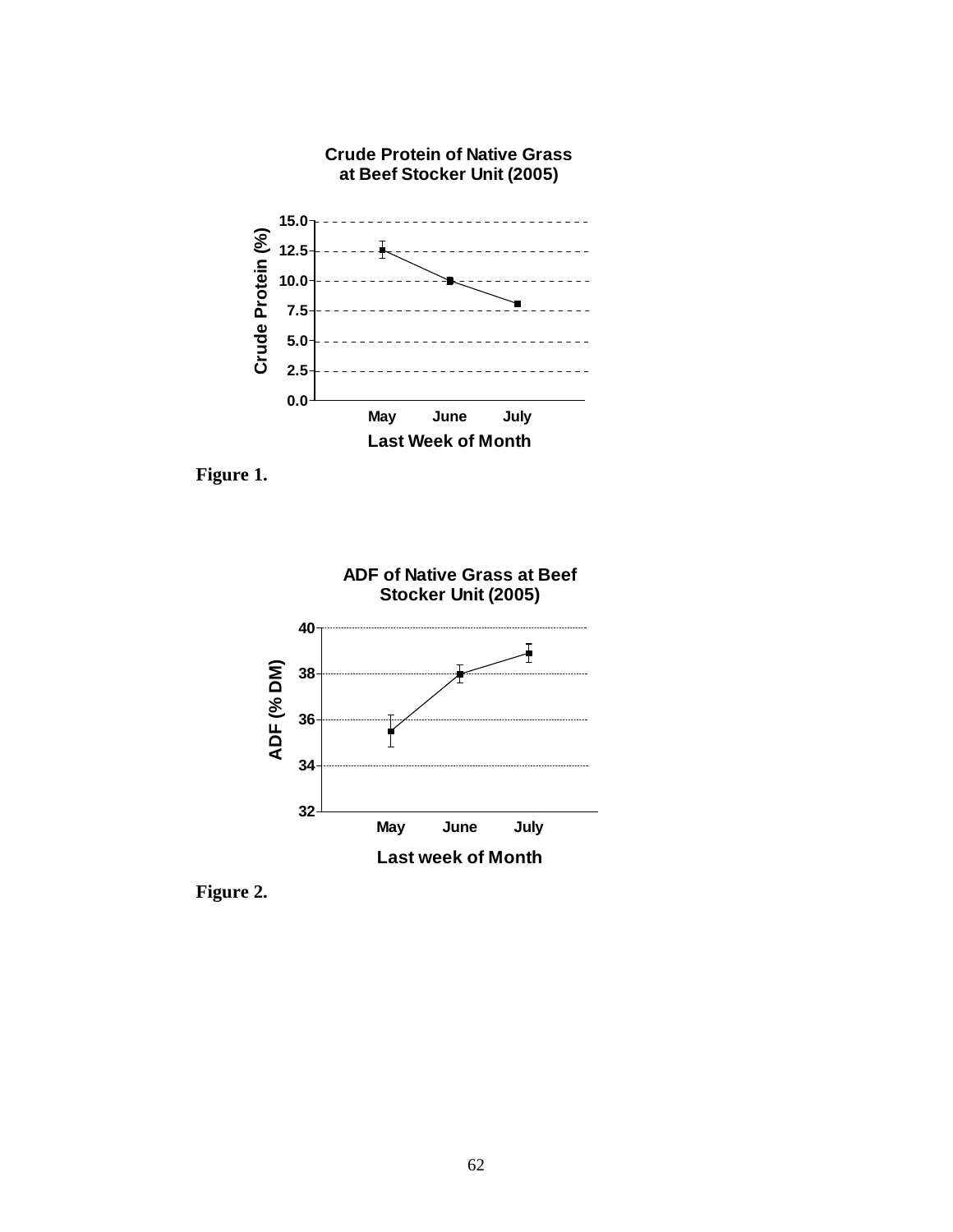Crude Protein of Native Grass
at Beef Stocker Unit (2005)

Crude Protein (%)

15.0
12.5
10.0
7.5
5.0
2.5
0.0

May
June
July

Last Week of Month

**Figure 1.**

ADF of Native Grass at Beef
Stocker Unit (2005)

ADF (% DM)

40
38
36
34
32

May
June
July

Last week of Month

**Figure 2.**